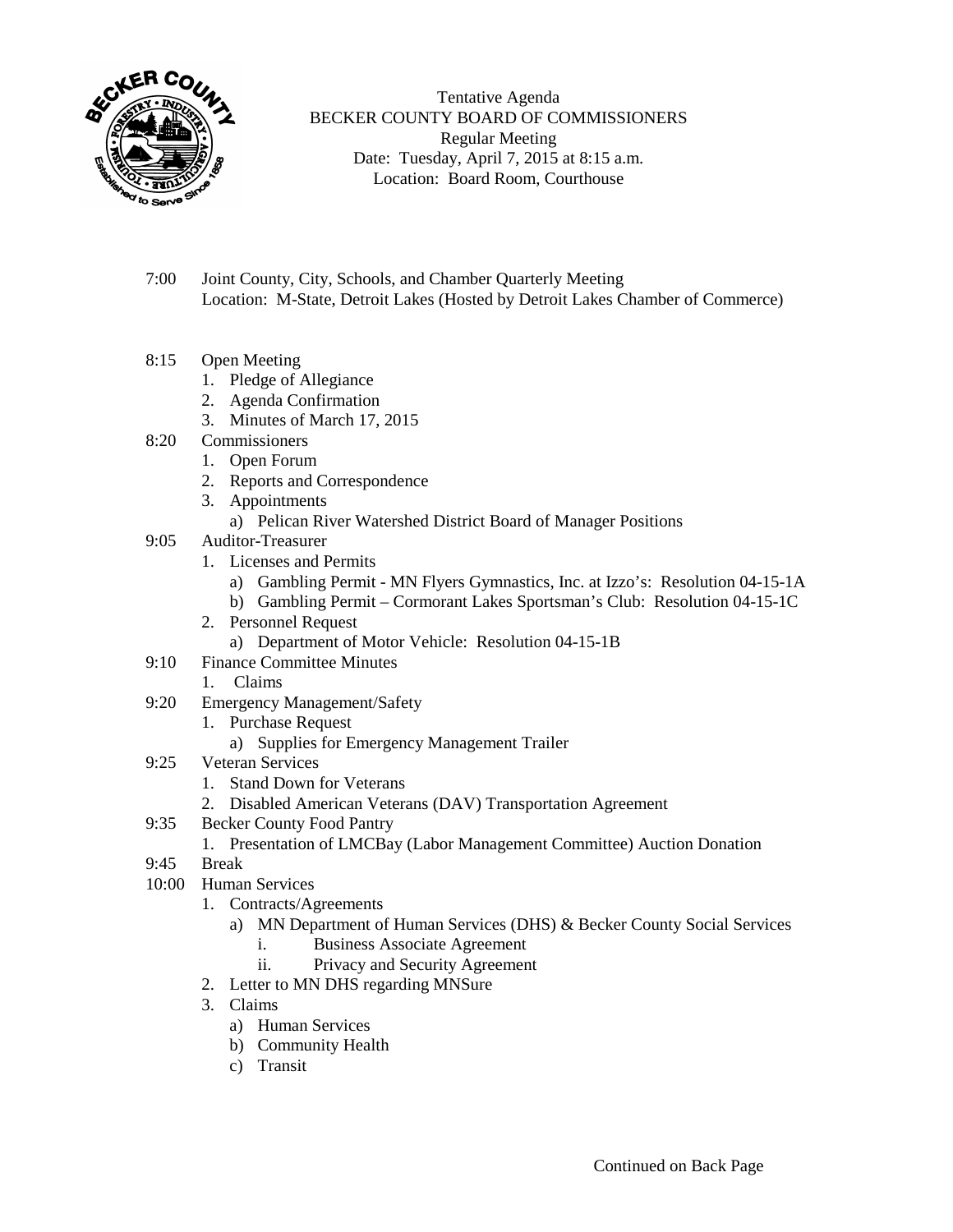Tentative Agenda
BECKER COUNTY BOARD OF COMMISSIONERS
Regular Meeting
Date: Tuesday, April 7, 2015 at 8:15 a.m.
Location: Board Room, Courthouse

7:00 Joint County, City, Schools, and Chamber Quarterly Meeting
Location: M-State, Detroit Lakes (Hosted by Detroit Lakes Chamber of Commerce)

8:15 Open Meeting
1. Pledge of Allegiance
2. Agenda Confirmation
3. Minutes of March 17, 2015

8:20 Commissioners
1. Open Forum
2. Reports and Correspondence
3. Appointments
   a) Pelican River Watershed District Board of Manager Positions

9:05 Auditor-Treasurer
1. Licenses and Permits
   a) Gambling Permit - MN Flyers Gymnastics, Inc. at Izzo's: Resolution 04-15-1A
   b) Gambling Permit – Cormorant Lakes Sportsman's Club: Resolution 04-15-1C
2. Personnel Request
   a) Department of Motor Vehicle: Resolution 04-15-1B

9:10 Finance Committee Minutes
1. Claims

9:20 Emergency Management/Safety
1. Purchase Request
   a) Supplies for Emergency Management Trailer

9:25 Veteran Services
1. Stand Down for Veterans
2. Disabled American Veterans (DAV) Transportation Agreement

9:35 Becker County Food Pantry
1. Presentation of LMCBay (Labor Management Committee) Auction Donation

9:45 Break

10:00 Human Services
1. Contracts/Agreements
   a) MN Department of Human Services (DHS) & Becker County Social Services
      i. Business Associate Agreement
      ii. Privacy and Security Agreement
2. Letter to MN DHS regarding MNSure
3. Claims
   a) Human Services
   b) Community Health
   c) Transit

Continued on Back Page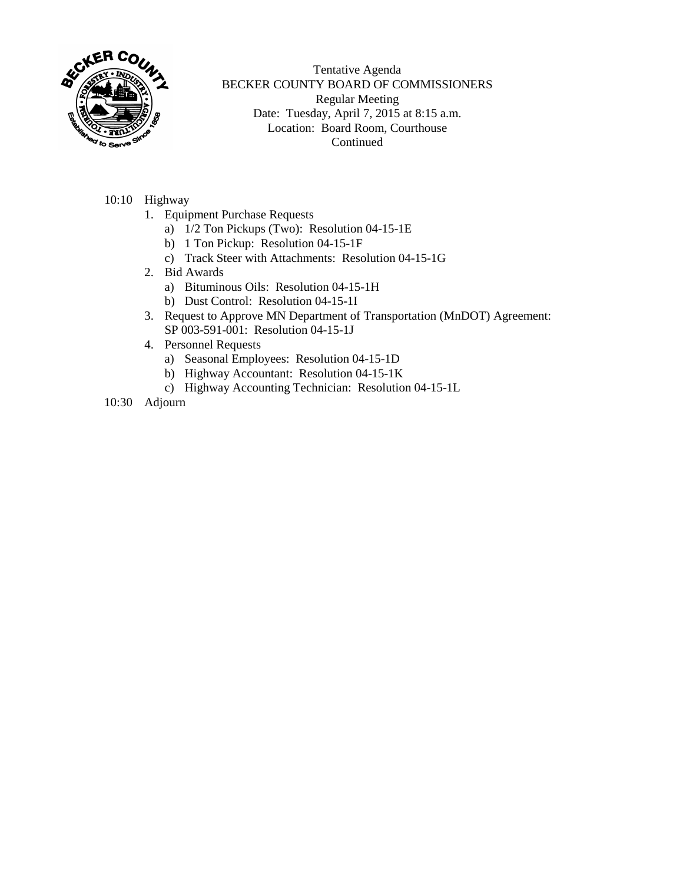Tentative Agenda
BECKER COUNTY BOARD OF COMMISSIONERS
Regular Meeting
Date: Tuesday, April 7, 2015 at 8:15 a.m.
Location: Board Room, Courthouse
Continued

10:10 Highway

1. Equipment Purchase Requests
   a) 1/2 Ton Pickups (Two): Resolution 04-15-1E
   b) 1 Ton Pickup: Resolution 04-15-1F
   c) Track Steer with Attachments: Resolution 04-15-1G
2. Bid Awards
   a) Bituminous Oils: Resolution 04-15-1H
   b) Dust Control: Resolution 04-15-1I
3. Request to Approve MN Department of Transportation (MnDOT) Agreement: SP 003-591-001: Resolution 04-15-1J
4. Personnel Requests
   a) Seasonal Employees: Resolution 04-15-1D
   b) Highway Accountant: Resolution 04-15-1K
   c) Highway Accounting Technician: Resolution 04-15-1L

10:30 Adjourn